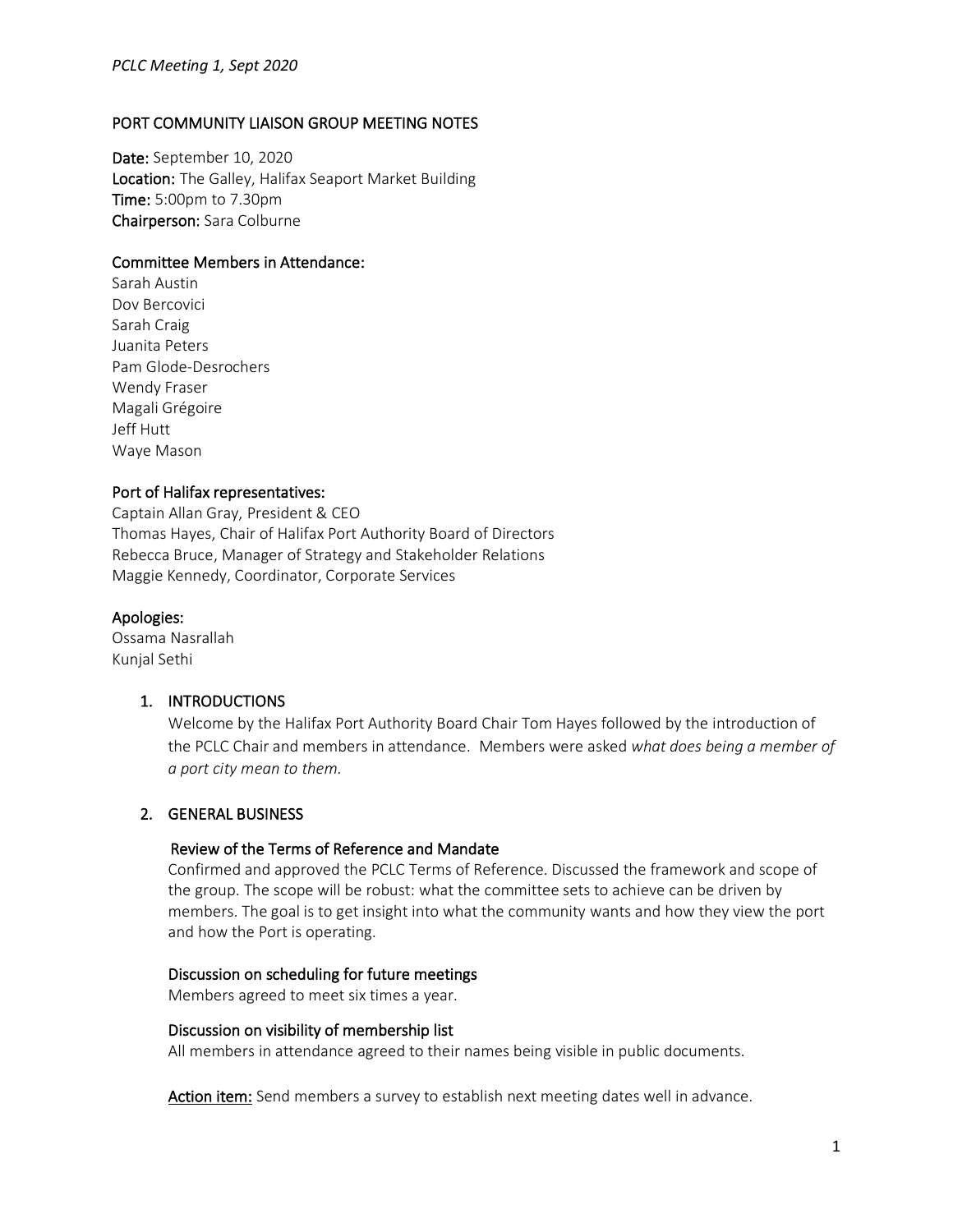# PORT COMMUNITY LIAISON GROUP MEETING NOTES

**Date:** September 10, 2020
**Location:** The Galley, Halifax Seaport Market Building
**Time:** 5:00pm to 7.30pm
**Chairperson:** Sara Colburne

**Committee Members in Attendance:**
Sarah Austin
Dov Bercovici
Sarah Craig
Juanita Peters
Pam Glode-Desrochers
Wendy Fraser
Magali Grégoire
Jeff Hutt
Waye Mason

**Port of Halifax representatives:**
Captain Allan Gray, President & CEO
Thomas Hayes, Chair of Halifax Port Authority Board of Directors
Rebecca Bruce, Manager of Strategy and Stakeholder Relations
Maggie Kennedy, Coordinator, Corporate Services

**Apologies:**
Ossama Nasrallah
Kunjal Sethi

## 1. INTRODUCTIONS

Welcome by the Halifax Port Authority Board Chair Tom Hayes followed by the introduction of the PCLC Chair and members in attendance. Members were asked *what does being a member of a port city mean to them.*

## 2. GENERAL BUSINESS

### Review of the Terms of Reference and Mandate

Confirmed and approved the PCLC Terms of Reference. Discussed the framework and scope of the group. The scope will be robust: what the committee sets to achieve can be driven by members. The goal is to get insight into what the community wants and how they view the port and how the Port is operating.

### Discussion on scheduling for future meetings

Members agreed to meet six times a year.

### Discussion on visibility of membership list

All members in attendance agreed to their names being visible in public documents.

**Action item:** Send members a survey to establish next meeting dates well in advance.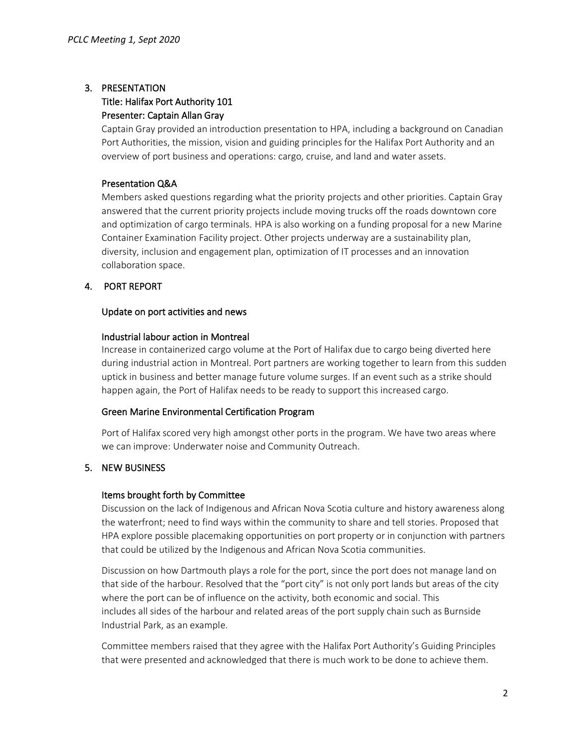## 3. PRESENTATION

### Title: Halifax Port Authority 101

### Presenter: Captain Allan Gray

Captain Gray provided an introduction presentation to HPA, including a background on Canadian Port Authorities, the mission, vision and guiding principles for the Halifax Port Authority and an overview of port business and operations: cargo, cruise, and land and water assets.

### Presentation Q&A

Members asked questions regarding what the priority projects and other priorities. Captain Gray answered that the current priority projects include moving trucks off the roads downtown core and optimization of cargo terminals. HPA is also working on a funding proposal for a new Marine Container Examination Facility project. Other projects underway are a sustainability plan, diversity, inclusion and engagement plan, optimization of IT processes and an innovation collaboration space.

## 4. PORT REPORT

### Update on port activities and news

### Industrial labour action in Montreal

Increase in containerized cargo volume at the Port of Halifax due to cargo being diverted here during industrial action in Montreal. Port partners are working together to learn from this sudden uptick in business and better manage future volume surges. If an event such as a strike should happen again, the Port of Halifax needs to be ready to support this increased cargo.

### Green Marine Environmental Certification Program

Port of Halifax scored very high amongst other ports in the program. We have two areas where we can improve: Underwater noise and Community Outreach.

## 5. NEW BUSINESS

### Items brought forth by Committee

Discussion on the lack of Indigenous and African Nova Scotia culture and history awareness along the waterfront; need to find ways within the community to share and tell stories. Proposed that HPA explore possible placemaking opportunities on port property or in conjunction with partners that could be utilized by the Indigenous and African Nova Scotia communities.

Discussion on how Dartmouth plays a role for the port, since the port does not manage land on that side of the harbour. Resolved that the "port city" is not only port lands but areas of the city where the port can be of influence on the activity, both economic and social. This includes all sides of the harbour and related areas of the port supply chain such as Burnside Industrial Park, as an example.

Committee members raised that they agree with the Halifax Port Authority's Guiding Principles that were presented and acknowledged that there is much work to be done to achieve them.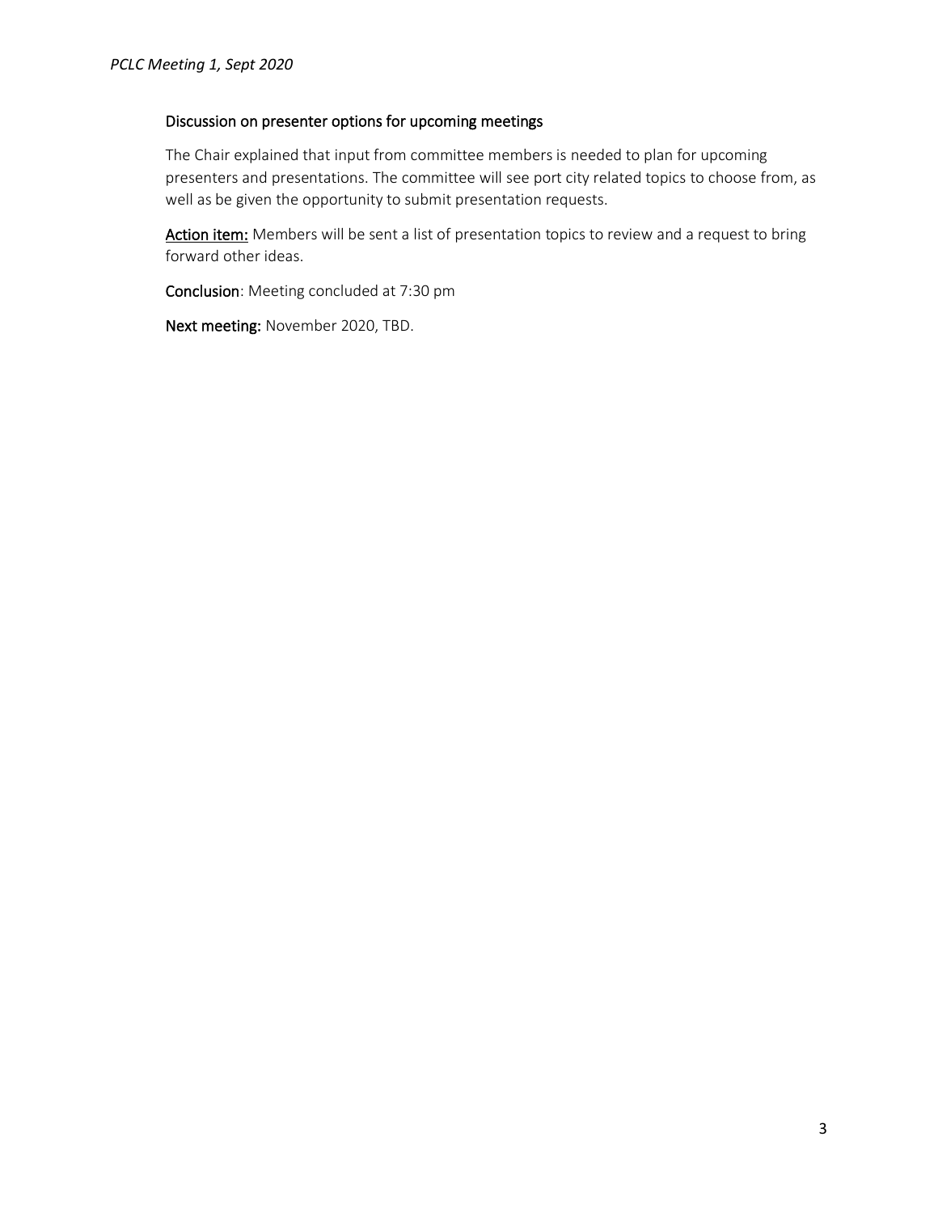### Discussion on presenter options for upcoming meetings

The Chair explained that input from committee members is needed to plan for upcoming presenters and presentations. The committee will see port city related topics to choose from, as well as be given the opportunity to submit presentation requests.

**Action item:** Members will be sent a list of presentation topics to review and a request to bring forward other ideas.

**Conclusion**: Meeting concluded at 7:30 pm

**Next meeting:** November 2020, TBD.